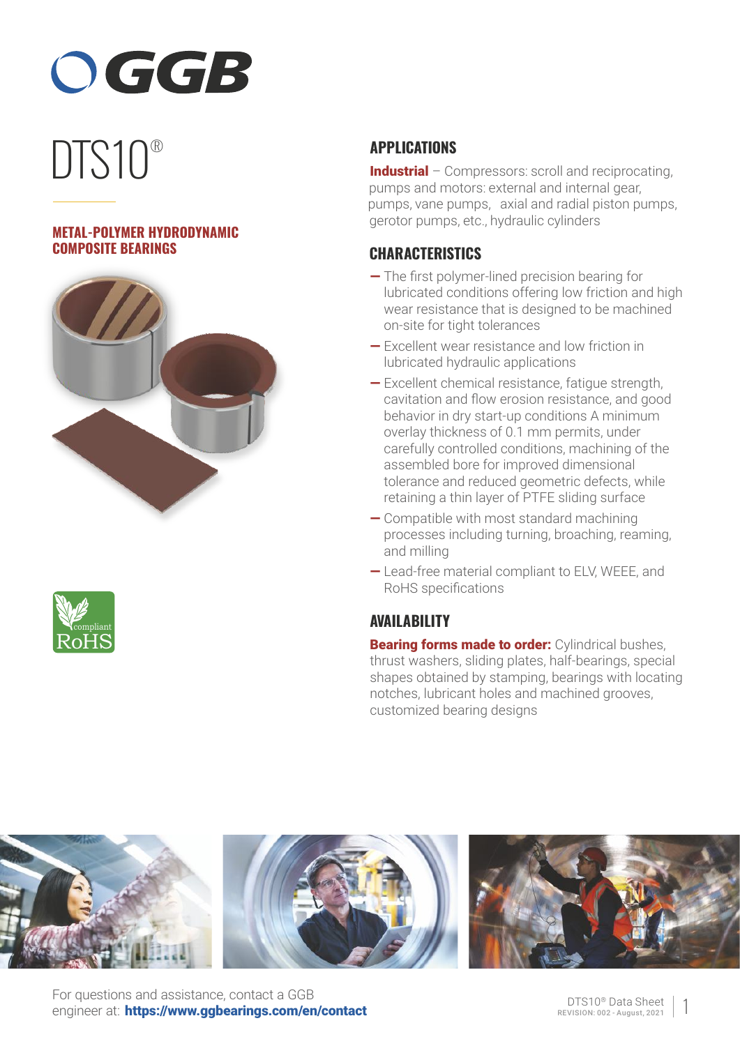# DTS10®

**METAL-POLYMER HYDRODYNAMIC COMPOSITE BEARINGS**

## APPLICATIONS

**Industrial** – Compressors: scroll and reciprocating, pumps and motors: external and internal gear, pumps, vane pumps, axial and radial piston pumps, gerotor pumps, etc., hydraulic cylinders

## CHARACTERISTICS

- The first polymer-lined precision bearing for lubricated conditions offering low friction and high wear resistance that is designed to be machined on-site for tight tolerances
- Excellent wear resistance and low friction in lubricated hydraulic applications
- Excellent chemical resistance, fatigue strength, cavitation and flow erosion resistance, and good behavior in dry start-up conditions A minimum overlay thickness of 0.1 mm permits, under carefully controlled conditions, machining of the assembled bore for improved dimensional tolerance and reduced geometric defects, while retaining a thin layer of PTFE sliding surface
- Compatible with most standard machining processes including turning, broaching, reaming, and milling
- Lead-free material compliant to ELV, WEEE, and RoHS specifications

## AVAILABILITY

**Bearing forms made to order:** Cylindrical bushes, thrust washers, sliding plates, half-bearings, special shapes obtained by stamping, bearings with locating notches, lubricant holes and machined grooves, customized bearing designs

For questions and assistance, contact a GGB engineer at: **https://www.ggbearings.com/en/contact**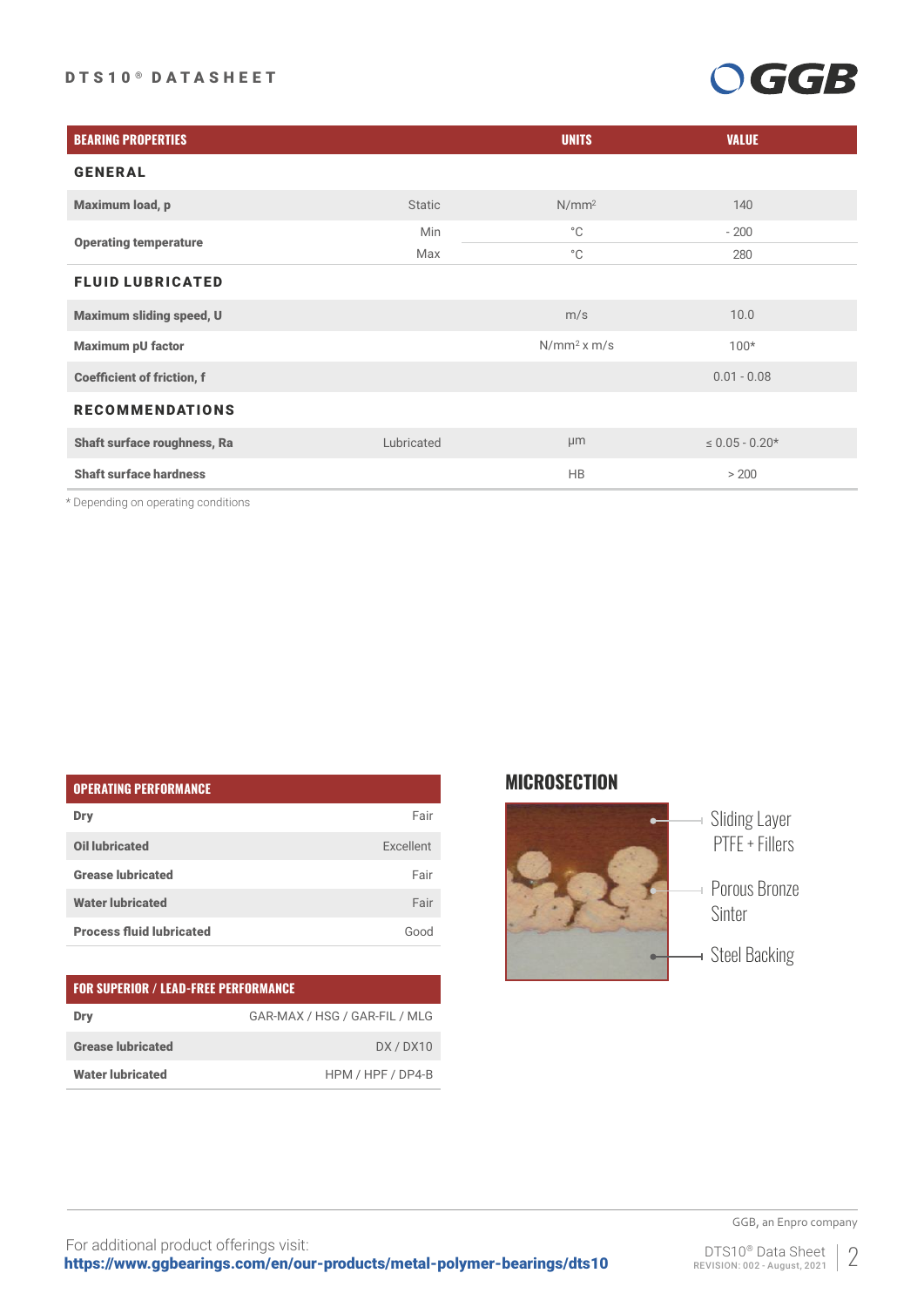| BEARING PROPERTIES | | UNITS | VALUE |
|---|---|---|---|
| **GENERAL** | | | |
| **Maximum load, p** | Static | N/mm² | 140 |
| **Operating temperature** | Min | °C | - 200 |
| | Max | °C | 280 |
| **FLUID LUBRICATED** | | | |
| **Maximum sliding speed, U** | | m/s | 10.0 |
| **Maximum pU factor** | | N/mm² x m/s | 100* |
| **Coefficient of friction, f** | | | 0.01 - 0.08 |
| **RECOMMENDATIONS** | | | |
| **Shaft surface roughness, Ra** | Lubricated | µm | ≤ 0.05 - 0.20* |
| **Shaft surface hardness** | | HB | > 200 |

* Depending on operating conditions

| OPERATING PERFORMANCE | |
|---|---|
| **Dry** | Fair |
| **Oil lubricated** | Excellent |
| **Grease lubricated** | Fair |
| **Water lubricated** | Fair |
| **Process fluid lubricated** | Good |

| FOR SUPERIOR / LEAD-FREE PERFORMANCE | |
|---|---|
| **Dry** | GAR-MAX / HSG / GAR-FIL / MLG |
| **Grease lubricated** | DX / DX10 |
| **Water lubricated** | HPM / HPF / DP4-B |

## MICROSECTION

Sliding Layer
PTFE + Fillers

Porous Bronze
Sinter

Steel Backing

GGB, an Enpro company

For additional product offerings visit:
**https://www.ggbearings.com/en/our-products/metal-polymer-bearings/dts10**

DTS10® Data Sheet
REVISION: 002 - August, 2021